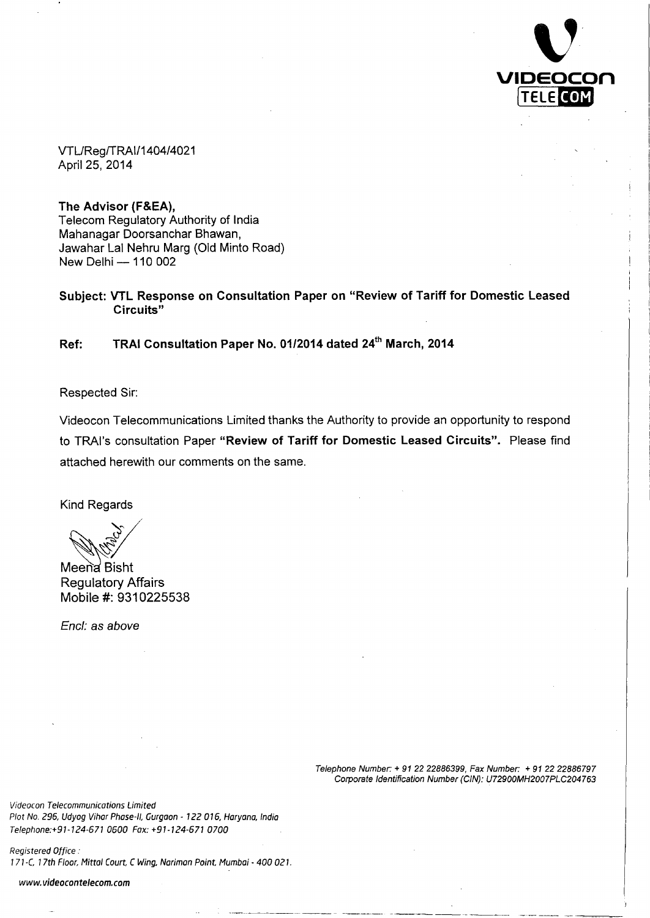VTL/Reg/TRAI/1404/4021
April 25, 2014

**The Advisor (F&EA),**
Telecom Regulatory Authority of India
Mahanagar Doorsanchar Bhawan,
Jawahar Lal Nehru Marg (Old Minto Road)
New Delhi — 110 002

**Subject: VTL Response on Consultation Paper on "Review of Tariff for Domestic Leased Circuits"**

**Ref: TRAI Consultation Paper No. 01/2014 dated 24th March, 2014**

Respected Sir:

Videocon Telecommunications Limited thanks the Authority to provide an opportunity to respond to TRAI's consultation Paper **"Review of Tariff for Domestic Leased Circuits".** Please find attached herewith our comments on the same.

Kind Regards

Meena Bisht
Regulatory Affairs
Mobile #: 9310225538

*Encl: as above*

*Telephone Number: + 91 22 22886399, Fax Number: + 91 22 22886797*
*Corporate Identification Number (CIN): U72900MH2007PLC204763*

*Videocon Telecommunications Limited*
*Plot No. 296, Udyog Vihar Phase-II, Gurgaon - 122 016, Haryana, India*
*Telephone:+91-124-671 0600 Fax: +91-124-671 0700*

*Registered Office :*
*171-C, 17th Floor, Mittal Court, C Wing, Nariman Point, Mumbai - 400 021.*

*www.videocontelecom.com*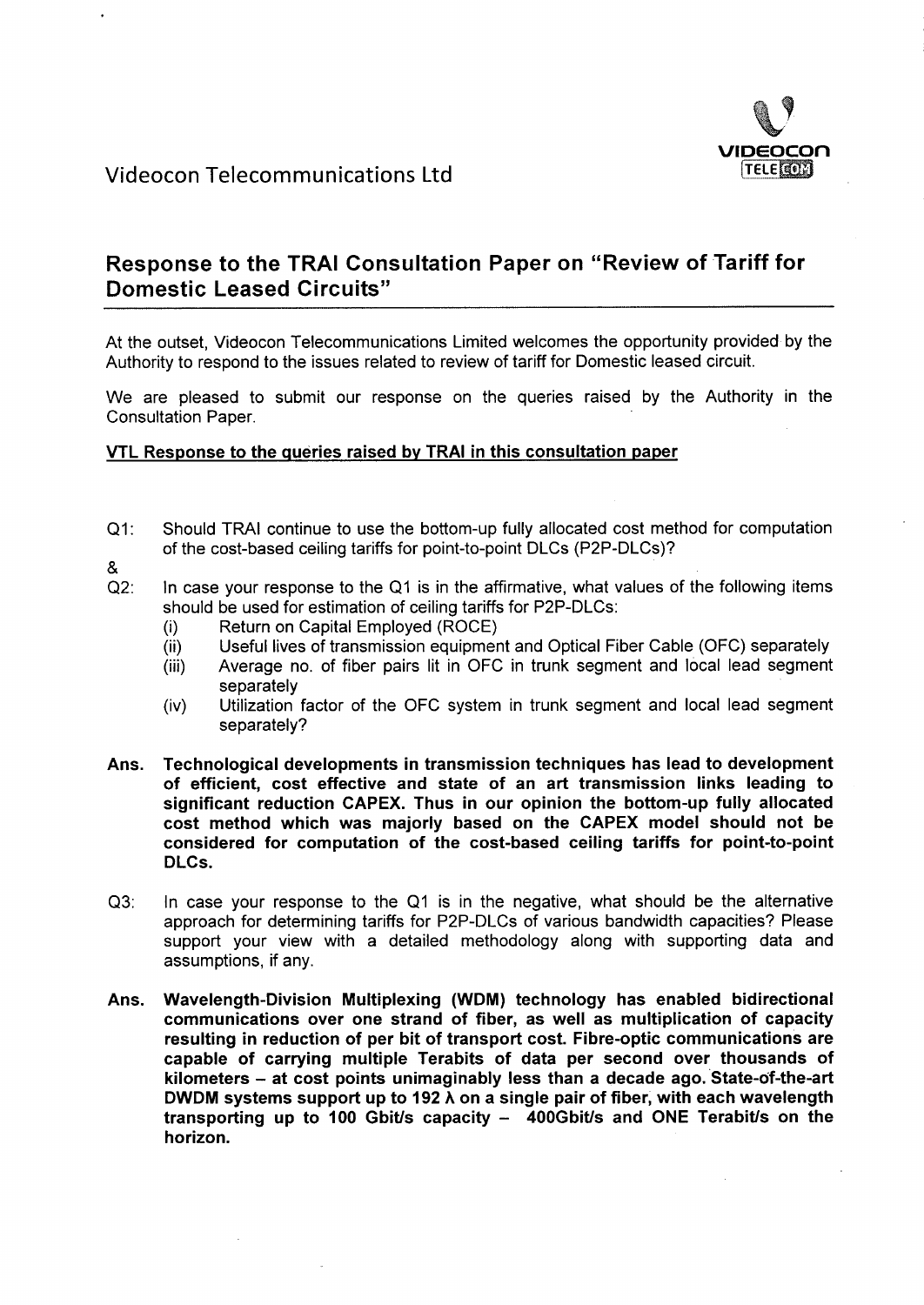Videocon Telecommunications Ltd

## Response to the TRAI Consultation Paper on "Review of Tariff for Domestic Leased Circuits"

At the outset, Videocon Telecommunications Limited welcomes the opportunity provided by the Authority to respond to the issues related to review of tariff for Domestic leased circuit.

We are pleased to submit our response on the queries raised by the Authority in the Consultation Paper.

<u>**VTL Response to the queries raised by TRAI in this consultation paper**</u>

Q1: Should TRAI continue to use the bottom-up fully allocated cost method for computation of the cost-based ceiling tariffs for point-to-point DLCs (P2P-DLCs)?

&

Q2: In case your response to the Q1 is in the affirmative, what values of the following items should be used for estimation of ceiling tariffs for P2P-DLCs:

- (i) Return on Capital Employed (ROCE)
- (ii) Useful lives of transmission equipment and Optical Fiber Cable (OFC) separately
- (iii) Average no. of fiber pairs lit in OFC in trunk segment and local lead segment separately
- (iv) Utilization factor of the OFC system in trunk segment and local lead segment separately?

**Ans. Technological developments in transmission techniques has lead to development of efficient, cost effective and state of an art transmission links leading to significant reduction CAPEX. Thus in our opinion the bottom-up fully allocated cost method which was majorly based on the CAPEX model should not be considered for computation of the cost-based ceiling tariffs for point-to-point DLCs.**

Q3: In case your response to the Q1 is in the negative, what should be the alternative approach for determining tariffs for P2P-DLCs of various bandwidth capacities? Please support your view with a detailed methodology along with supporting data and assumptions, if any.

**Ans. Wavelength-Division Multiplexing (WDM) technology has enabled bidirectional communications over one strand of fiber, as well as multiplication of capacity resulting in reduction of per bit of transport cost. Fibre-optic communications are capable of carrying multiple Terabits of data per second over thousands of kilometers – at cost points unimaginably less than a decade ago. State-of-the-art DWDM systems support up to 192 λ on a single pair of fiber, with each wavelength transporting up to 100 Gbit/s capacity – 400Gbit/s and ONE Terabit/s on the horizon.**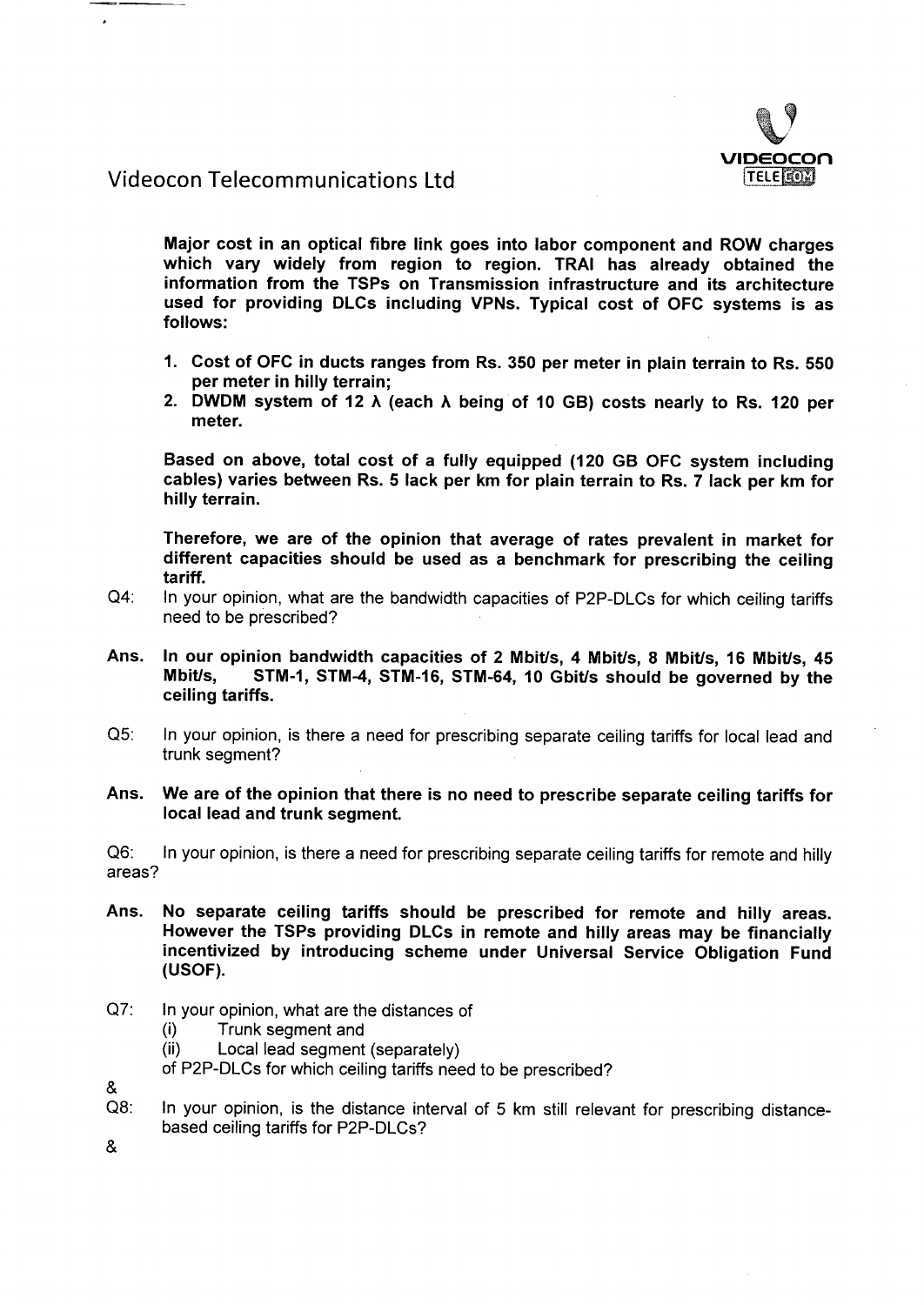Videocon Telecommunications Ltd

**Major cost in an optical fibre link goes into labor component and ROW charges which vary widely from region to region. TRAI has already obtained the information from the TSPs on Transmission infrastructure and its architecture used for providing DLCs including VPNs. Typical cost of OFC systems is as follows:**

1. **Cost of OFC in ducts ranges from Rs. 350 per meter in plain terrain to Rs. 550 per meter in hilly terrain;**
2. **DWDM system of 12 λ (each λ being of 10 GB) costs nearly to Rs. 120 per meter.**

**Based on above, total cost of a fully equipped (120 GB OFC system including cables) varies between Rs. 5 lack per km for plain terrain to Rs. 7 lack per km for hilly terrain.**

**Therefore, we are of the opinion that average of rates prevalent in market for different capacities should be used as a benchmark for prescribing the ceiling tariff.**

Q4: In your opinion, what are the bandwidth capacities of P2P-DLCs for which ceiling tariffs need to be prescribed?

**Ans. In our opinion bandwidth capacities of 2 Mbit/s, 4 Mbit/s, 8 Mbit/s, 16 Mbit/s, 45 Mbit/s, STM-1, STM-4, STM-16, STM-64, 10 Gbit/s should be governed by the ceiling tariffs.**

Q5: In your opinion, is there a need for prescribing separate ceiling tariffs for local lead and trunk segment?

**Ans. We are of the opinion that there is no need to prescribe separate ceiling tariffs for local lead and trunk segment.**

Q6: In your opinion, is there a need for prescribing separate ceiling tariffs for remote and hilly areas?

**Ans. No separate ceiling tariffs should be prescribed for remote and hilly areas. However the TSPs providing DLCs in remote and hilly areas may be financially incentivized by introducing scheme under Universal Service Obligation Fund (USOF).**

Q7: In your opinion, what are the distances of
  (i) Trunk segment and
  (ii) Local lead segment (separately)
  of P2P-DLCs for which ceiling tariffs need to be prescribed?

&

Q8: In your opinion, is the distance interval of 5 km still relevant for prescribing distance-based ceiling tariffs for P2P-DLCs?

&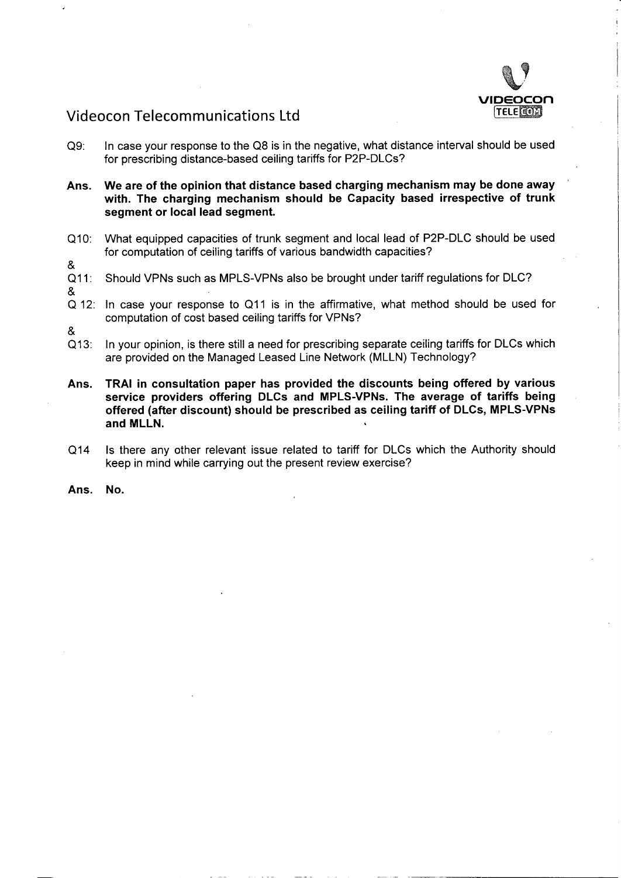Q9: In case your response to the Q8 is in the negative, what distance interval should be used for prescribing distance-based ceiling tariffs for P2P-DLCs?

**Ans. We are of the opinion that distance based charging mechanism may be done away with. The charging mechanism should be Capacity based irrespective of trunk segment or local lead segment.**

Q10: What equipped capacities of trunk segment and local lead of P2P-DLC should be used for computation of ceiling tariffs of various bandwidth capacities?

&

Q11: Should VPNs such as MPLS-VPNs also be brought under tariff regulations for DLC?

&

Q 12: In case your response to Q11 is in the affirmative, what method should be used for computation of cost based ceiling tariffs for VPNs?

&

Q13: In your opinion, is there still a need for prescribing separate ceiling tariffs for DLCs which are provided on the Managed Leased Line Network (MLLN) Technology?

**Ans. TRAI in consultation paper has provided the discounts being offered by various service providers offering DLCs and MPLS-VPNs. The average of tariffs being offered (after discount) should be prescribed as ceiling tariff of DLCs, MPLS-VPNs and MLLN.**

Q14 Is there any other relevant issue related to tariff for DLCs which the Authority should keep in mind while carrying out the present review exercise?

**Ans. No.**